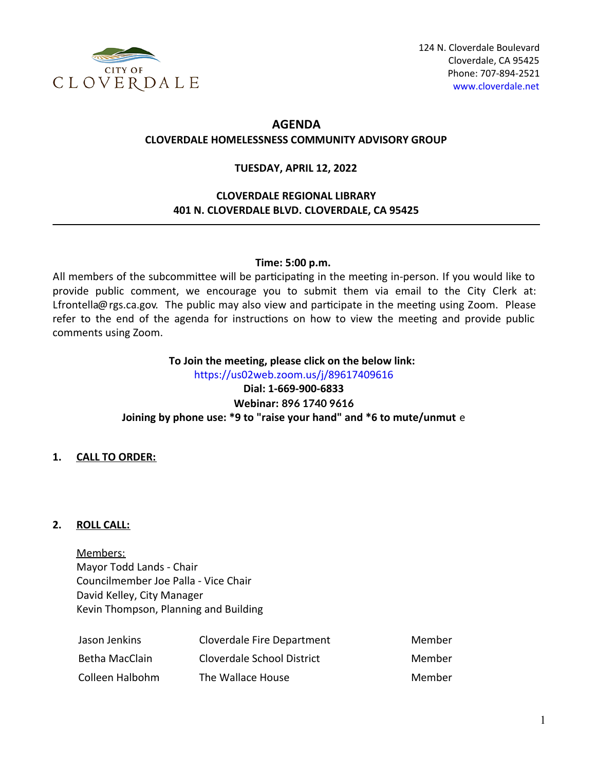CITY OF CLOVERDALE

124 N. Cloverdale Boulevard
Cloverdale, CA 95425
Phone: 707-894-2521
www.cloverdale.net

# AGENDA

## CLOVERDALE HOMELESSNESS COMMUNITY ADVISORY GROUP

**TUESDAY, APRIL 12, 2022**

**CLOVERDALE REGIONAL LIBRARY**
**401 N. CLOVERDALE BLVD. CLOVERDALE, CA 95425**

---

**Time: 5:00 p.m.**

All members of the subcommittee will be participating in the meeting in-person. If you would like to provide public comment, we encourage you to submit them via email to the City Clerk at: Lfrontella@rgs.ca.gov. The public may also view and participate in the meeting using Zoom. Please refer to the end of the agenda for instructions on how to view the meeting and provide public comments using Zoom.

**To Join the meeting, please click on the below link:**
https://us02web.zoom.us/j/89617409616
**Dial: 1-669-900-6833**
**Webinar: 896 1740 9616**
**Joining by phone use: *9 to "raise your hand" and *6 to mute/unmute**

**1. CALL TO ORDER:**

**2. ROLL CALL:**

Members:
Mayor Todd Lands - Chair
Councilmember Joe Palla - Vice Chair
David Kelley, City Manager
Kevin Thompson, Planning and Building

| | | |
|---|---|---|
| Jason Jenkins | Cloverdale Fire Department | Member |
| Betha MacClain | Cloverdale School District | Member |
| Colleen Halbohm | The Wallace House | Member |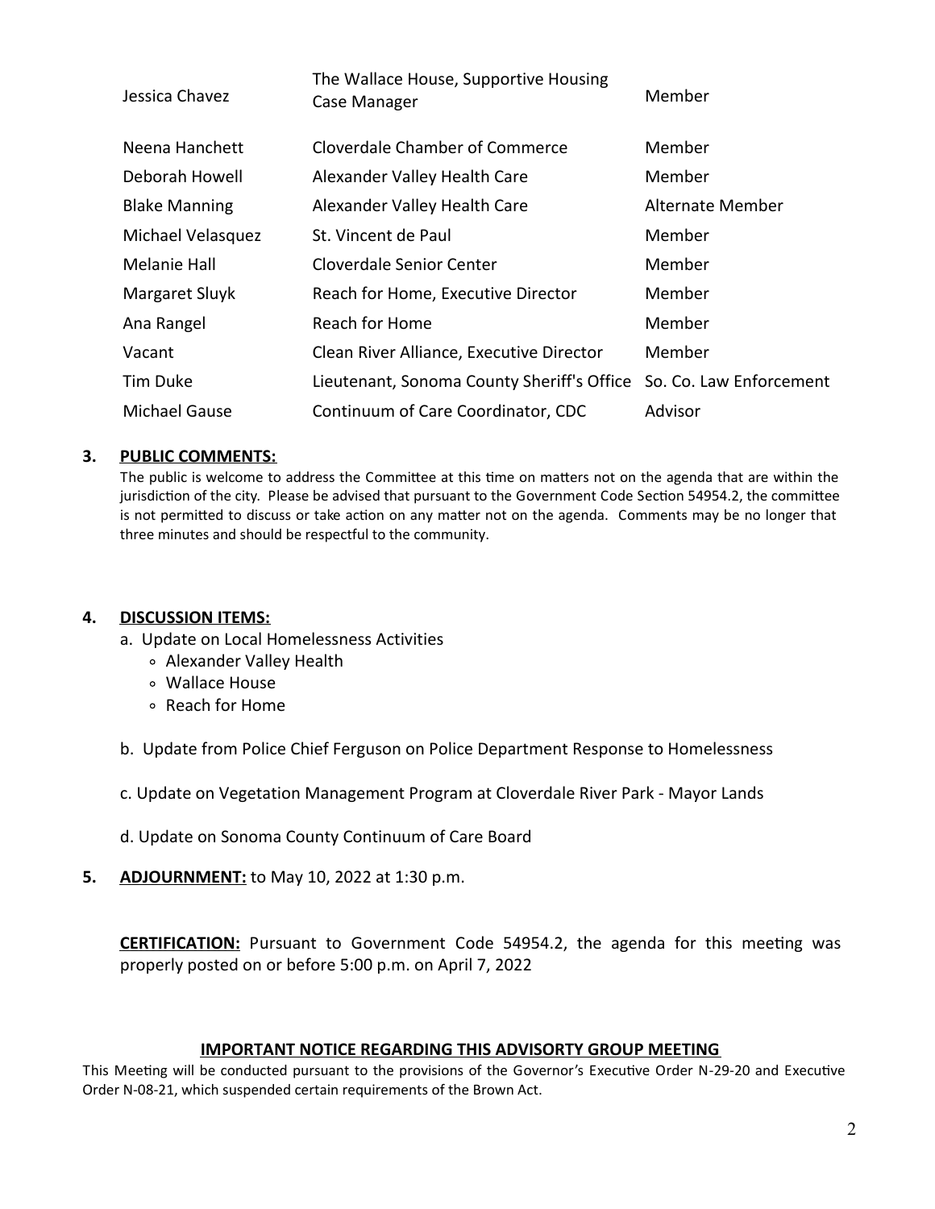| | | |
|---|---|---|
| Jessica Chavez | The Wallace House, Supportive Housing Case Manager | Member |
| Neena Hanchett | Cloverdale Chamber of Commerce | Member |
| Deborah Howell | Alexander Valley Health Care | Member |
| Blake Manning | Alexander Valley Health Care | Alternate Member |
| Michael Velasquez | St. Vincent de Paul | Member |
| Melanie Hall | Cloverdale Senior Center | Member |
| Margaret Sluyk | Reach for Home, Executive Director | Member |
| Ana Rangel | Reach for Home | Member |
| Vacant | Clean River Alliance, Executive Director | Member |
| Tim Duke | Lieutenant, Sonoma County Sheriff's Office | So. Co. Law Enforcement |
| Michael Gause | Continuum of Care Coordinator, CDC | Advisor |

**3. PUBLIC COMMENTS:**

The public is welcome to address the Committee at this time on matters not on the agenda that are within the jurisdiction of the city. Please be advised that pursuant to the Government Code Section 54954.2, the committee is not permitted to discuss or take action on any matter not on the agenda. Comments may be no longer that three minutes and should be respectful to the community.

**4. DISCUSSION ITEMS:**

a. Update on Local Homelessness Activities
  - Alexander Valley Health
  - Wallace House
  - Reach for Home

b. Update from Police Chief Ferguson on Police Department Response to Homelessness

c. Update on Vegetation Management Program at Cloverdale River Park - Mayor Lands

d. Update on Sonoma County Continuum of Care Board

**5. ADJOURNMENT:** to May 10, 2022 at 1:30 p.m.

**CERTIFICATION:** Pursuant to Government Code 54954.2, the agenda for this meeting was properly posted on or before 5:00 p.m. on April 7, 2022

**IMPORTANT NOTICE REGARDING THIS ADVISORTY GROUP MEETING**

This Meeting will be conducted pursuant to the provisions of the Governor's Executive Order N-29-20 and Executive Order N-08-21, which suspended certain requirements of the Brown Act.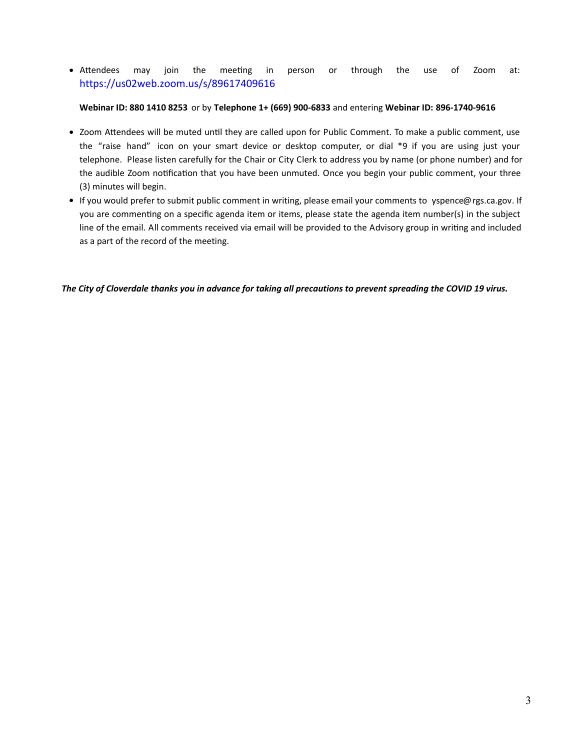- Attendees may join the meeting in person or through the use of Zoom at: https://us02web.zoom.us/s/89617409616

  **Webinar ID: 880 1410 8253** or by **Telephone 1+ (669) 900-6833** and entering **Webinar ID: 896-1740-9616**

- Zoom Attendees will be muted until they are called upon for Public Comment. To make a public comment, use the "raise hand" icon on your smart device or desktop computer, or dial *9 if you are using just your telephone. Please listen carefully for the Chair or City Clerk to address you by name (or phone number) and for the audible Zoom notification that you have been unmuted. Once you begin your public comment, your three (3) minutes will begin.
- If you would prefer to submit public comment in writing, please email your comments to yspence@rgs.ca.gov. If you are commenting on a specific agenda item or items, please state the agenda item number(s) in the subject line of the email. All comments received via email will be provided to the Advisory group in writing and included as a part of the record of the meeting.

***The City of Cloverdale thanks you in advance for taking all precautions to prevent spreading the COVID 19 virus.***